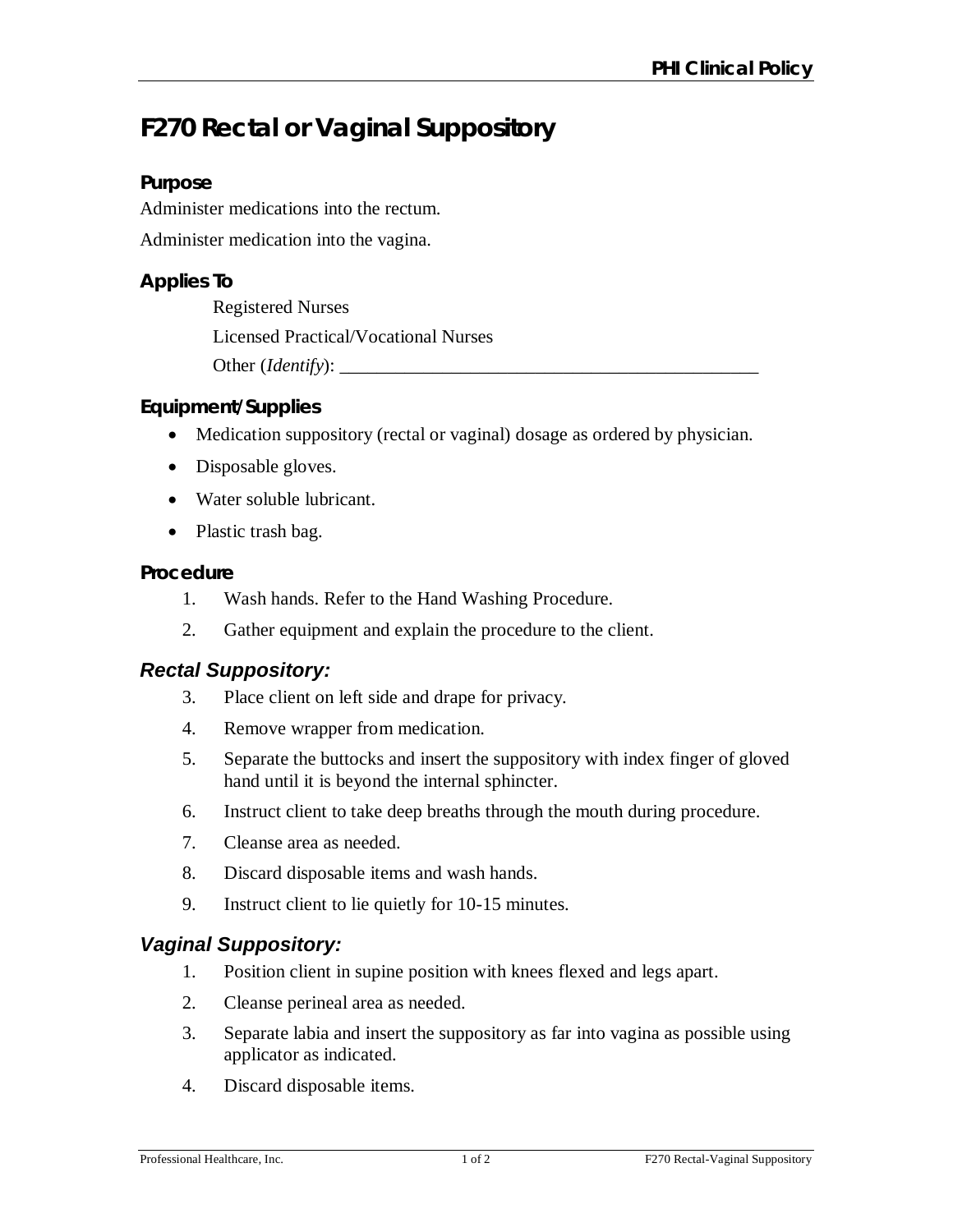# F270 Rectal or Vaginal Suppository

## Purpose

Administer medications into the rectum.

Administer medication into the vagina.

## Applies To

Registered Nurses

Licensed Practical/Vocational Nurses

Other (*Identify*): _______________________________________________

## Equipment/Supplies

- Medication suppository (rectal or vaginal) dosage as ordered by physician.
- Disposable gloves.
- Water soluble lubricant.
- Plastic trash bag.

## Procedure

1. Wash hands. Refer to the Hand Washing Procedure.
2. Gather equipment and explain the procedure to the client.

### *Rectal Suppository:*

3. Place client on left side and drape for privacy.
4. Remove wrapper from medication.
5. Separate the buttocks and insert the suppository with index finger of gloved hand until it is beyond the internal sphincter.
6. Instruct client to take deep breaths through the mouth during procedure.
7. Cleanse area as needed.
8. Discard disposable items and wash hands.
9. Instruct client to lie quietly for 10-15 minutes.

### *Vaginal Suppository:*

1. Position client in supine position with knees flexed and legs apart.
2. Cleanse perineal area as needed.
3. Separate labia and insert the suppository as far into vagina as possible using applicator as indicated.
4. Discard disposable items.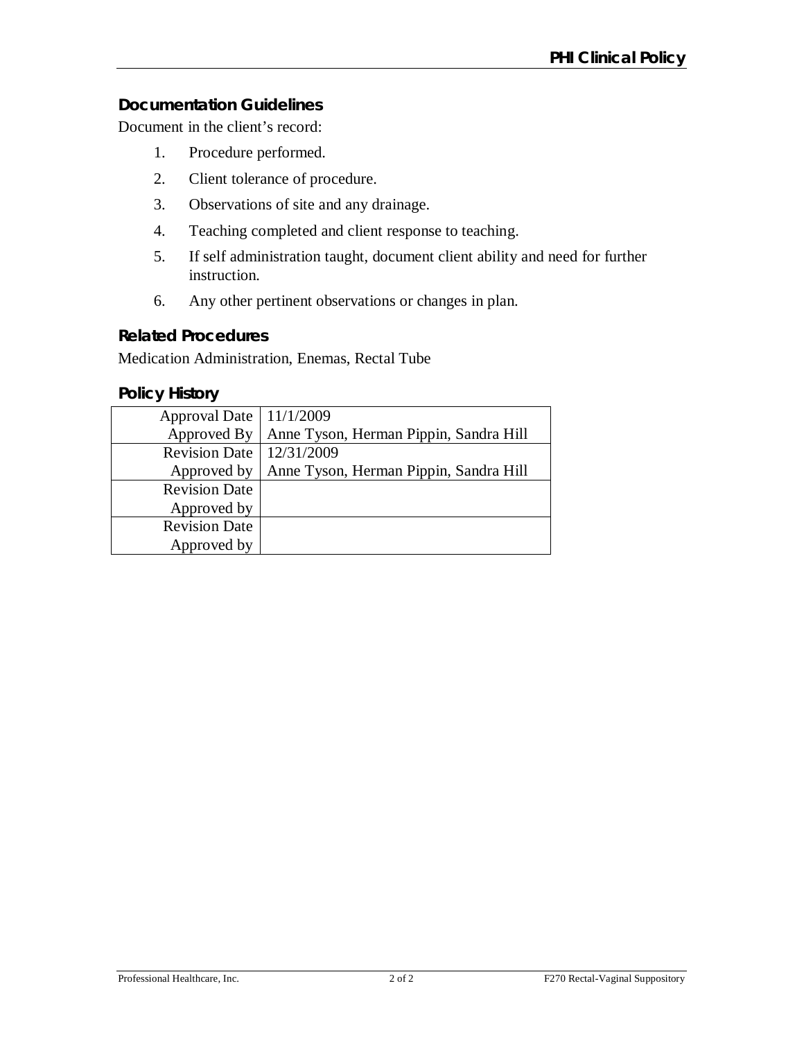## Documentation Guidelines

Document in the client's record:

1. Procedure performed.
2. Client tolerance of procedure.
3. Observations of site and any drainage.
4. Teaching completed and client response to teaching.
5. If self administration taught, document client ability and need for further instruction.
6. Any other pertinent observations or changes in plan.

## Related Procedures

Medication Administration, Enemas, Rectal Tube

## Policy History

| | |
|---|---|
| Approval Date | 11/1/2009 |
| Approved By | Anne Tyson, Herman Pippin, Sandra Hill |
| Revision Date | 12/31/2009 |
| Approved by | Anne Tyson, Herman Pippin, Sandra Hill |
| Revision Date | |
| Approved by | |
| Revision Date | |
| Approved by | |